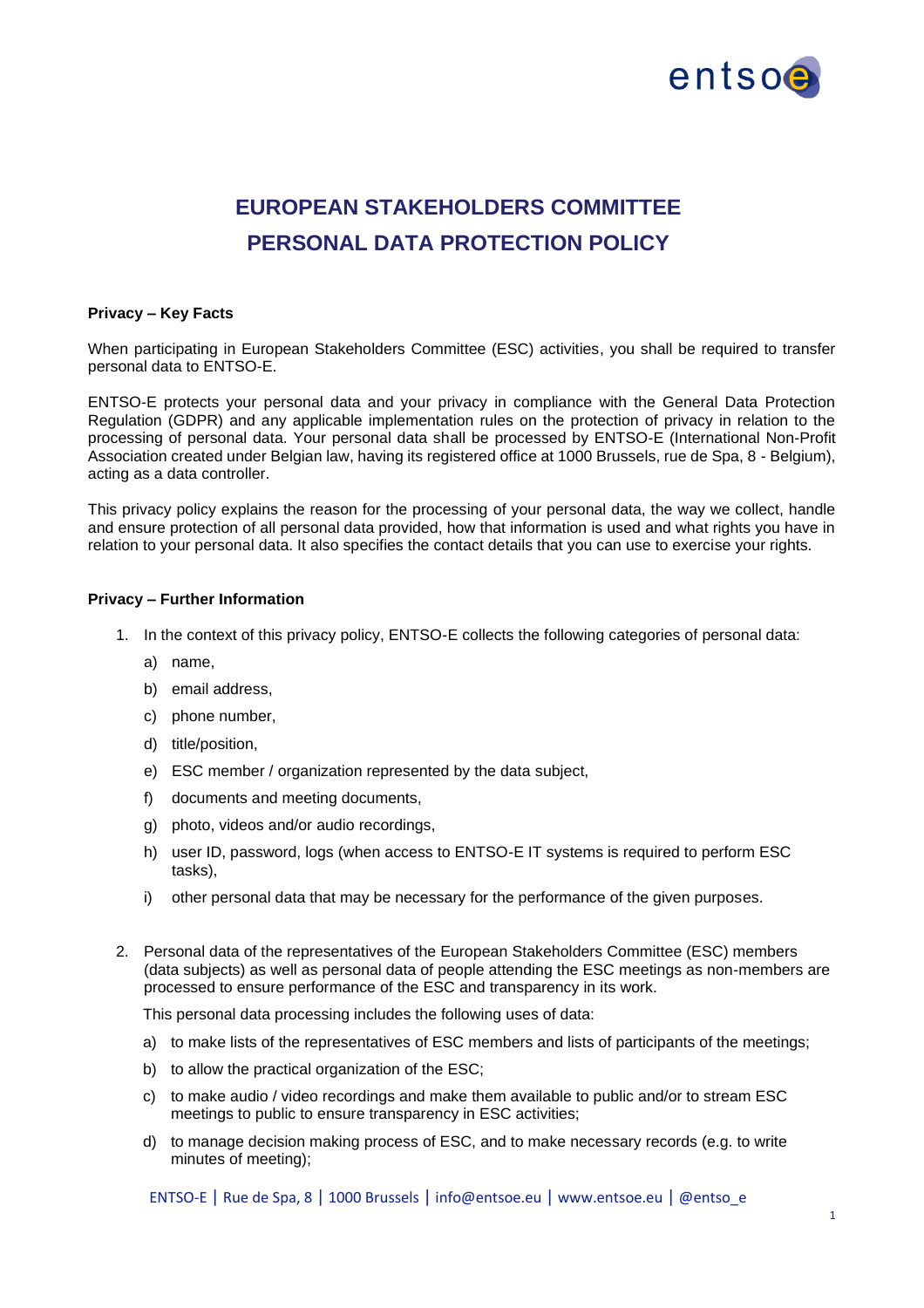# EUROPEAN STAKEHOLDERS COMMITTEE
# PERSONAL DATA PROTECTION POLICY

**Privacy – Key Facts**

When participating in European Stakeholders Committee (ESC) activities, you shall be required to transfer personal data to ENTSO-E.

ENTSO-E protects your personal data and your privacy in compliance with the General Data Protection Regulation (GDPR) and any applicable implementation rules on the protection of privacy in relation to the processing of personal data. Your personal data shall be processed by ENTSO-E (International Non-Profit Association created under Belgian law, having its registered office at 1000 Brussels, rue de Spa, 8 - Belgium), acting as a data controller.

This privacy policy explains the reason for the processing of your personal data, the way we collect, handle and ensure protection of all personal data provided, how that information is used and what rights you have in relation to your personal data. It also specifies the contact details that you can use to exercise your rights.

**Privacy – Further Information**

1. In the context of this privacy policy, ENTSO-E collects the following categories of personal data:
   a) name,
   b) email address,
   c) phone number,
   d) title/position,
   e) ESC member / organization represented by the data subject,
   f) documents and meeting documents,
   g) photo, videos and/or audio recordings,
   h) user ID, password, logs (when access to ENTSO-E IT systems is required to perform ESC tasks),
   i) other personal data that may be necessary for the performance of the given purposes.

2. Personal data of the representatives of the European Stakeholders Committee (ESC) members (data subjects) as well as personal data of people attending the ESC meetings as non-members are processed to ensure performance of the ESC and transparency in its work.

   This personal data processing includes the following uses of data:
   a) to make lists of the representatives of ESC members and lists of participants of the meetings;
   b) to allow the practical organization of the ESC;
   c) to make audio / video recordings and make them available to public and/or to stream ESC meetings to public to ensure transparency in ESC activities;
   d) to manage decision making process of ESC, and to make necessary records (e.g. to write minutes of meeting);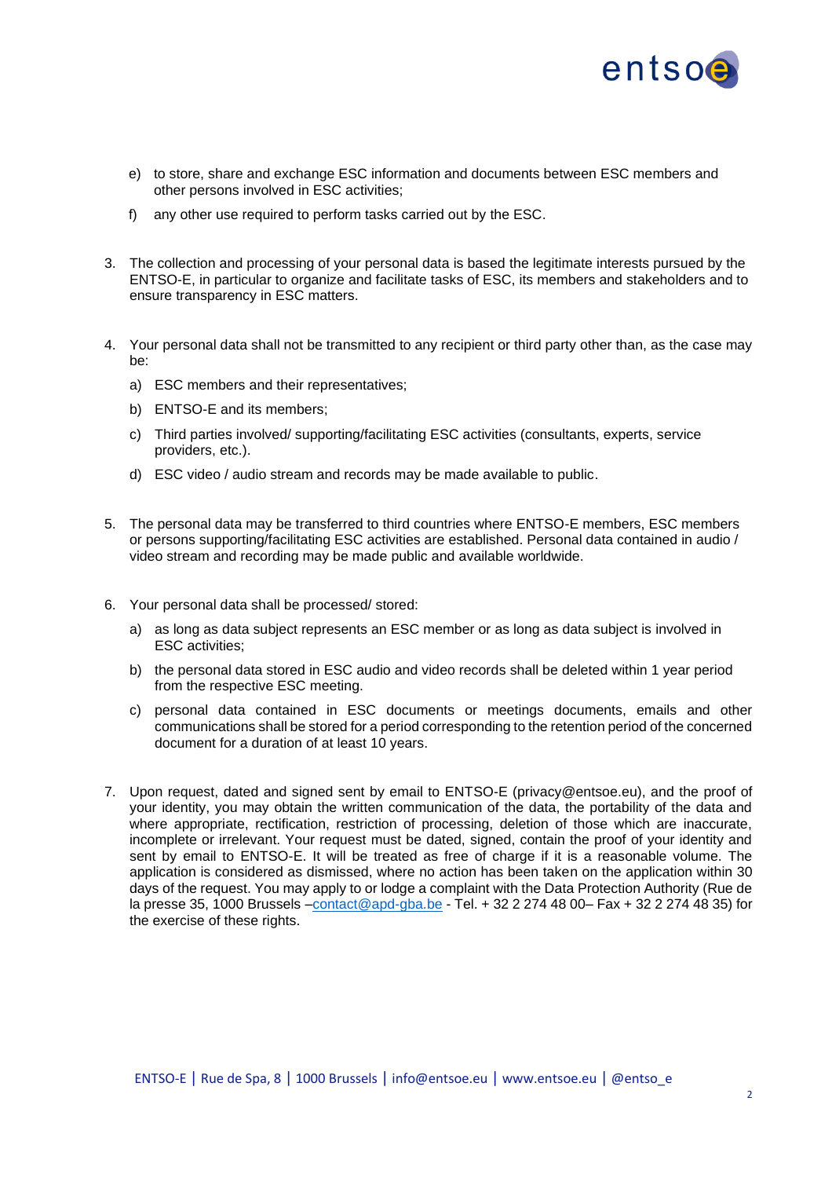e) to store, share and exchange ESC information and documents between ESC members and other persons involved in ESC activities;

f) any other use required to perform tasks carried out by the ESC.

3. The collection and processing of your personal data is based the legitimate interests pursued by the ENTSO-E, in particular to organize and facilitate tasks of ESC, its members and stakeholders and to ensure transparency in ESC matters.

4. Your personal data shall not be transmitted to any recipient or third party other than, as the case may be:

   a) ESC members and their representatives;

   b) ENTSO-E and its members;

   c) Third parties involved/ supporting/facilitating ESC activities (consultants, experts, service providers, etc.).

   d) ESC video / audio stream and records may be made available to public.

5. The personal data may be transferred to third countries where ENTSO-E members, ESC members or persons supporting/facilitating ESC activities are established. Personal data contained in audio / video stream and recording may be made public and available worldwide.

6. Your personal data shall be processed/ stored:

   a) as long as data subject represents an ESC member or as long as data subject is involved in ESC activities;

   b) the personal data stored in ESC audio and video records shall be deleted within 1 year period from the respective ESC meeting.

   c) personal data contained in ESC documents or meetings documents, emails and other communications shall be stored for a period corresponding to the retention period of the concerned document for a duration of at least 10 years.

7. Upon request, dated and signed sent by email to ENTSO-E (privacy@entsoe.eu), and the proof of your identity, you may obtain the written communication of the data, the portability of the data and where appropriate, rectification, restriction of processing, deletion of those which are inaccurate, incomplete or irrelevant. Your request must be dated, signed, contain the proof of your identity and sent by email to ENTSO-E. It will be treated as free of charge if it is a reasonable volume. The application is considered as dismissed, where no action has been taken on the application within 30 days of the request. You may apply to or lodge a complaint with the Data Protection Authority (Rue de la presse 35, 1000 Brussels –contact@apd-gba.be - Tel. + 32 2 274 48 00– Fax + 32 2 274 48 35) for the exercise of these rights.